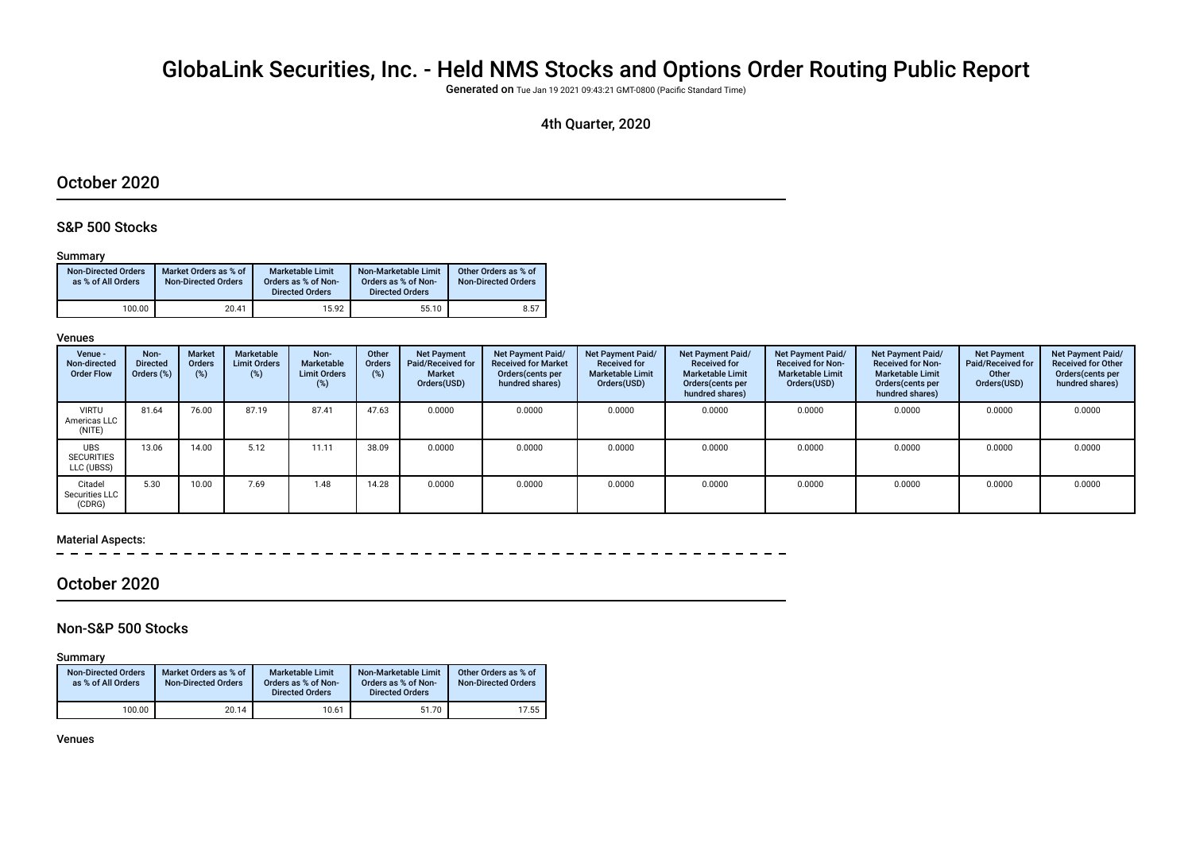# GlobaLink Securities, Inc. - Held NMS Stocks and Options Order Routing Public Report

Generated on Tue Jan 19 2021 09:43:21 GMT-0800 (Pacific Standard Time)

4th Quarter, 2020

## October 2020

### S&P 500 Stocks

#### Summary

| Non-Directed Orders as % of All Orders | Market Orders as % of Non-Directed Orders | Marketable Limit Orders as % of Non-Directed Orders | Non-Marketable Limit Orders as % of Non-Directed Orders | Other Orders as % of Non-Directed Orders |
|---|---|---|---|---|
| 100.00 | 20.41 | 15.92 | 55.10 | 8.57 |

#### Venues

| Venue - Non-directed Order Flow | Non-Directed Orders (%) | Market Orders (%) | Marketable Limit Orders (%) | Non-Marketable Limit Orders (%) | Other Orders (%) | Net Payment Paid/Received for Market Orders(USD) | Net Payment Paid/ Received for Market Orders(cents per hundred shares) | Net Payment Paid/ Received for Marketable Limit Orders(USD) | Net Payment Paid/ Received for Marketable Limit Orders(cents per hundred shares) | Net Payment Paid/ Received for Non-Marketable Limit Orders(USD) | Net Payment Paid/ Received for Non-Marketable Limit Orders(cents per hundred shares) | Net Payment Paid/Received for Other Orders(USD) | Net Payment Paid/ Received for Other Orders(cents per hundred shares) |
|---|---|---|---|---|---|---|---|---|---|---|---|---|---|
| VIRTU Americas LLC (NITE) | 81.64 | 76.00 | 87.19 | 87.41 | 47.63 | 0.0000 | 0.0000 | 0.0000 | 0.0000 | 0.0000 | 0.0000 | 0.0000 | 0.0000 |
| UBS SECURITIES LLC (UBSS) | 13.06 | 14.00 | 5.12 | 11.11 | 38.09 | 0.0000 | 0.0000 | 0.0000 | 0.0000 | 0.0000 | 0.0000 | 0.0000 | 0.0000 |
| Citadel Securities LLC (CDRG) | 5.30 | 10.00 | 7.69 | 1.48 | 14.28 | 0.0000 | 0.0000 | 0.0000 | 0.0000 | 0.0000 | 0.0000 | 0.0000 | 0.0000 |

#### Material Aspects:

## October 2020

### Non-S&P 500 Stocks

#### Summary

| Non-Directed Orders as % of All Orders | Market Orders as % of Non-Directed Orders | Marketable Limit Orders as % of Non-Directed Orders | Non-Marketable Limit Orders as % of Non-Directed Orders | Other Orders as % of Non-Directed Orders |
|---|---|---|---|---|
| 100.00 | 20.14 | 10.61 | 51.70 | 17.55 |

#### Venues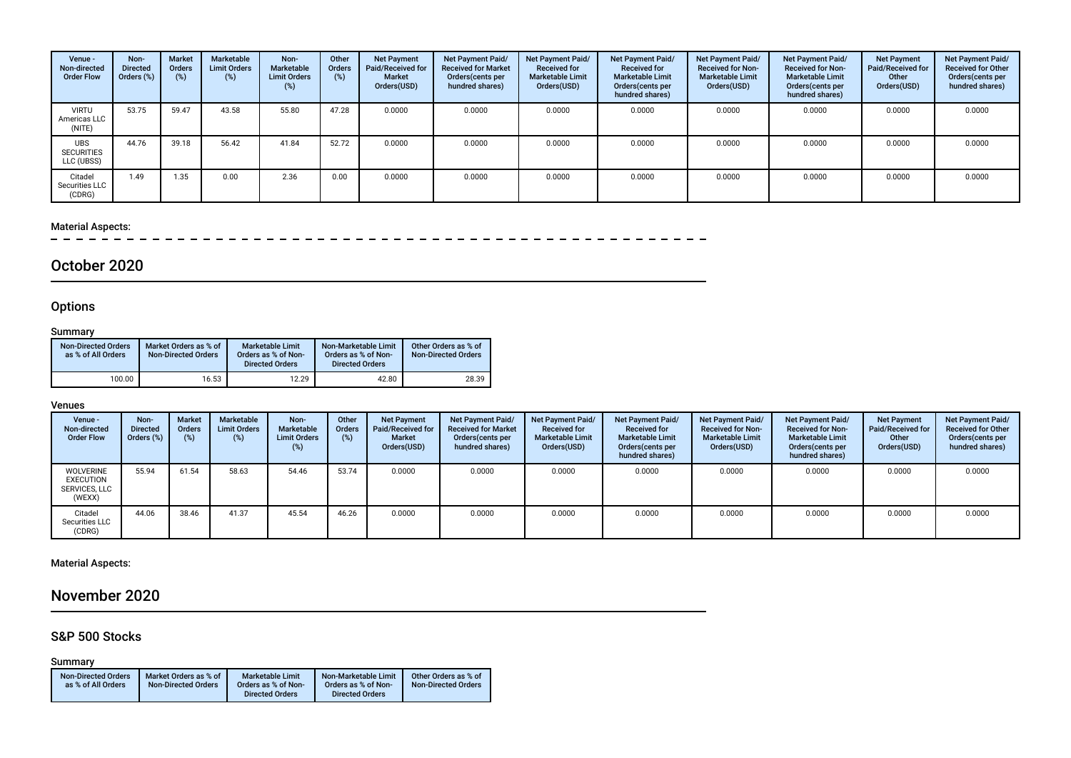| Venue - Non-directed Order Flow | Non-Directed Orders (%) | Market Orders (%) | Marketable Limit Orders (%) | Non-Marketable Limit Orders (%) | Other Orders (%) | Net Payment Paid/Received for Market Orders(USD) | Net Payment Paid/ Received for Market Orders(cents per hundred shares) | Net Payment Paid/ Received for Marketable Limit Orders(USD) | Net Payment Paid/ Received for Marketable Limit Orders(cents per hundred shares) | Net Payment Paid/ Received for Non-Marketable Limit Orders(USD) | Net Payment Paid/ Received for Non-Marketable Limit Orders(cents per hundred shares) | Net Payment Paid/Received for Other Orders(USD) | Net Payment Paid/ Received for Other Orders(cents per hundred shares) |
|---|---|---|---|---|---|---|---|---|---|---|---|---|---|
| VIRTU Americas LLC (NITE) | 53.75 | 59.47 | 43.58 | 55.80 | 47.28 | 0.0000 | 0.0000 | 0.0000 | 0.0000 | 0.0000 | 0.0000 | 0.0000 | 0.0000 |
| UBS SECURITIES LLC (UBSS) | 44.76 | 39.18 | 56.42 | 41.84 | 52.72 | 0.0000 | 0.0000 | 0.0000 | 0.0000 | 0.0000 | 0.0000 | 0.0000 | 0.0000 |
| Citadel Securities LLC (CDRG) | 1.49 | 1.35 | 0.00 | 2.36 | 0.00 | 0.0000 | 0.0000 | 0.0000 | 0.0000 | 0.0000 | 0.0000 | 0.0000 | 0.0000 |

Material Aspects:

## October 2020

### Options

Summary

| Non-Directed Orders as % of All Orders | Market Orders as % of Non-Directed Orders | Marketable Limit Orders as % of Non-Directed Orders | Non-Marketable Limit Orders as % of Non-Directed Orders | Other Orders as % of Non-Directed Orders |
|---|---|---|---|---|
| 100.00 | 16.53 | 12.29 | 42.80 | 28.39 |

Venues

| Venue - Non-directed Order Flow | Non-Directed Orders (%) | Market Orders (%) | Marketable Limit Orders (%) | Non-Marketable Limit Orders (%) | Other Orders (%) | Net Payment Paid/Received for Market Orders(USD) | Net Payment Paid/ Received for Market Orders(cents per hundred shares) | Net Payment Paid/ Received for Marketable Limit Orders(USD) | Net Payment Paid/ Received for Marketable Limit Orders(cents per hundred shares) | Net Payment Paid/ Received for Non-Marketable Limit Orders(USD) | Net Payment Paid/ Received for Non-Marketable Limit Orders(cents per hundred shares) | Net Payment Paid/Received for Other Orders(USD) | Net Payment Paid/ Received for Other Orders(cents per hundred shares) |
|---|---|---|---|---|---|---|---|---|---|---|---|---|---|
| WOLVERINE EXECUTION SERVICES, LLC (WEXX) | 55.94 | 61.54 | 58.63 | 54.46 | 53.74 | 0.0000 | 0.0000 | 0.0000 | 0.0000 | 0.0000 | 0.0000 | 0.0000 | 0.0000 |
| Citadel Securities LLC (CDRG) | 44.06 | 38.46 | 41.37 | 45.54 | 46.26 | 0.0000 | 0.0000 | 0.0000 | 0.0000 | 0.0000 | 0.0000 | 0.0000 | 0.0000 |

Material Aspects:

## November 2020

### S&P 500 Stocks

Summary

| Non-Directed Orders as % of All Orders | Market Orders as % of Non-Directed Orders | Marketable Limit Orders as % of Non-Directed Orders | Non-Marketable Limit Orders as % of Non-Directed Orders | Other Orders as % of Non-Directed Orders |
|---|---|---|---|---|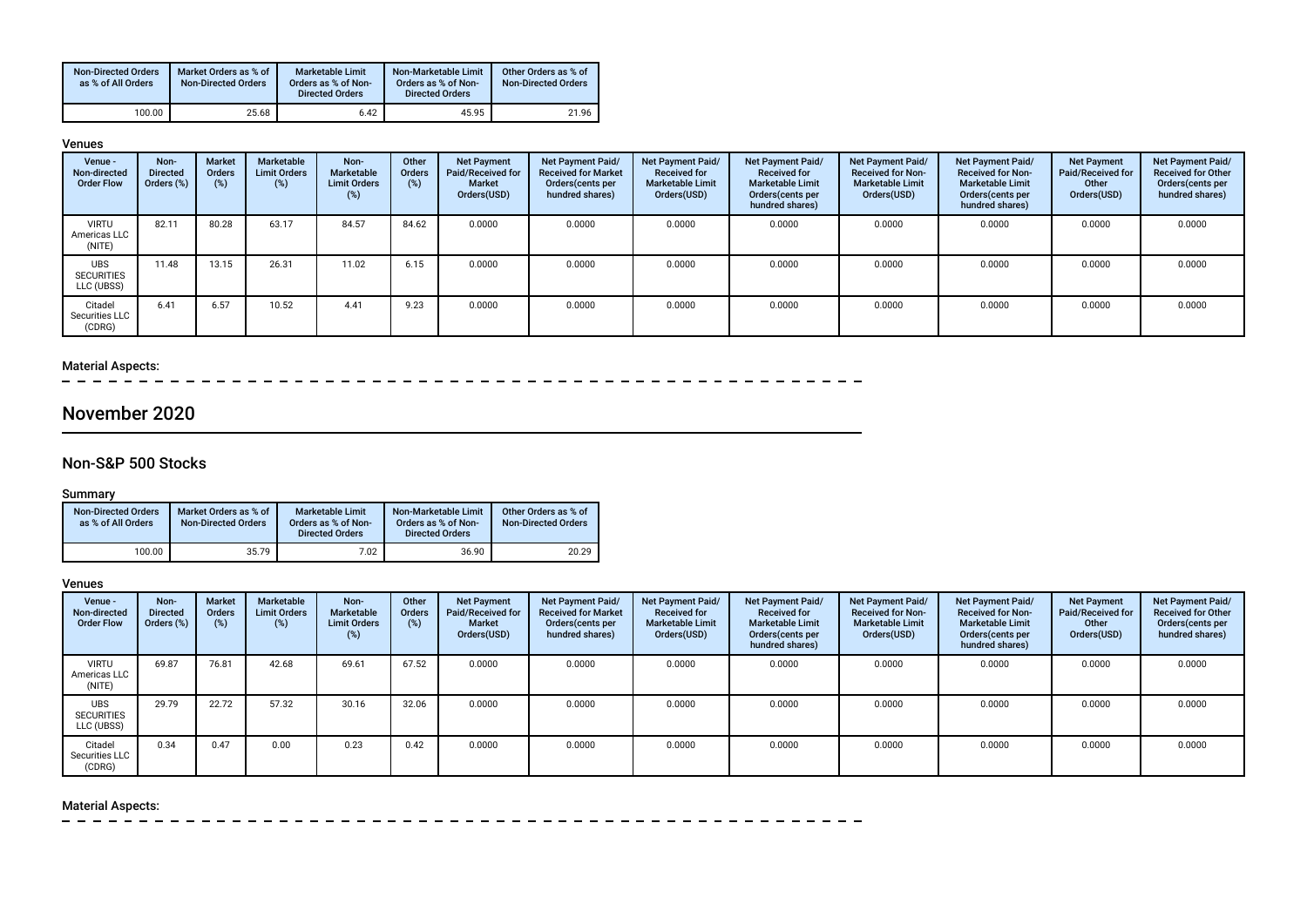| Non-Directed Orders as % of All Orders | Market Orders as % of Non-Directed Orders | Marketable Limit Orders as % of Non-Directed Orders | Non-Marketable Limit Orders as % of Non-Directed Orders | Other Orders as % of Non-Directed Orders |
|---|---|---|---|---|
| 100.00 | 25.68 | 6.42 | 45.95 | 21.96 |

### Venues

| Venue - Non-directed Order Flow | Non-Directed Orders (%) | Market Orders (%) | Marketable Limit Orders (%) | Non-Marketable Limit Orders (%) | Other Orders (%) | Net Payment Paid/Received for Market Orders(USD) | Net Payment Paid/Received for Market Orders(cents per hundred shares) | Net Payment Paid/Received for Marketable Limit Orders(USD) | Net Payment Paid/Received for Marketable Limit Orders(cents per hundred shares) | Net Payment Paid/Received for Non-Marketable Limit Orders(USD) | Net Payment Paid/Received for Non-Marketable Limit Orders(cents per hundred shares) | Net Payment Paid/Received for Other Orders(USD) | Net Payment Paid/Received for Other Orders(cents per hundred shares) |
|---|---|---|---|---|---|---|---|---|---|---|---|---|---|
| VIRTU Americas LLC (NITE) | 82.11 | 80.28 | 63.17 | 84.57 | 84.62 | 0.0000 | 0.0000 | 0.0000 | 0.0000 | 0.0000 | 0.0000 | 0.0000 | 0.0000 |
| UBS SECURITIES LLC (UBSS) | 11.48 | 13.15 | 26.31 | 11.02 | 6.15 | 0.0000 | 0.0000 | 0.0000 | 0.0000 | 0.0000 | 0.0000 | 0.0000 | 0.0000 |
| Citadel Securities LLC (CDRG) | 6.41 | 6.57 | 10.52 | 4.41 | 9.23 | 0.0000 | 0.0000 | 0.0000 | 0.0000 | 0.0000 | 0.0000 | 0.0000 | 0.0000 |

### Material Aspects:

# November 2020

## Non-S&P 500 Stocks

### Summary

| Non-Directed Orders as % of All Orders | Market Orders as % of Non-Directed Orders | Marketable Limit Orders as % of Non-Directed Orders | Non-Marketable Limit Orders as % of Non-Directed Orders | Other Orders as % of Non-Directed Orders |
|---|---|---|---|---|
| 100.00 | 35.79 | 7.02 | 36.90 | 20.29 |

### Venues

| Venue - Non-directed Order Flow | Non-Directed Orders (%) | Market Orders (%) | Marketable Limit Orders (%) | Non-Marketable Limit Orders (%) | Other Orders (%) | Net Payment Paid/Received for Market Orders(USD) | Net Payment Paid/Received for Market Orders(cents per hundred shares) | Net Payment Paid/Received for Marketable Limit Orders(USD) | Net Payment Paid/Received for Marketable Limit Orders(cents per hundred shares) | Net Payment Paid/Received for Non-Marketable Limit Orders(USD) | Net Payment Paid/Received for Non-Marketable Limit Orders(cents per hundred shares) | Net Payment Paid/Received for Other Orders(USD) | Net Payment Paid/Received for Other Orders(cents per hundred shares) |
|---|---|---|---|---|---|---|---|---|---|---|---|---|---|
| VIRTU Americas LLC (NITE) | 69.87 | 76.81 | 42.68 | 69.61 | 67.52 | 0.0000 | 0.0000 | 0.0000 | 0.0000 | 0.0000 | 0.0000 | 0.0000 | 0.0000 |
| UBS SECURITIES LLC (UBSS) | 29.79 | 22.72 | 57.32 | 30.16 | 32.06 | 0.0000 | 0.0000 | 0.0000 | 0.0000 | 0.0000 | 0.0000 | 0.0000 | 0.0000 |
| Citadel Securities LLC (CDRG) | 0.34 | 0.47 | 0.00 | 0.23 | 0.42 | 0.0000 | 0.0000 | 0.0000 | 0.0000 | 0.0000 | 0.0000 | 0.0000 | 0.0000 |

### Material Aspects: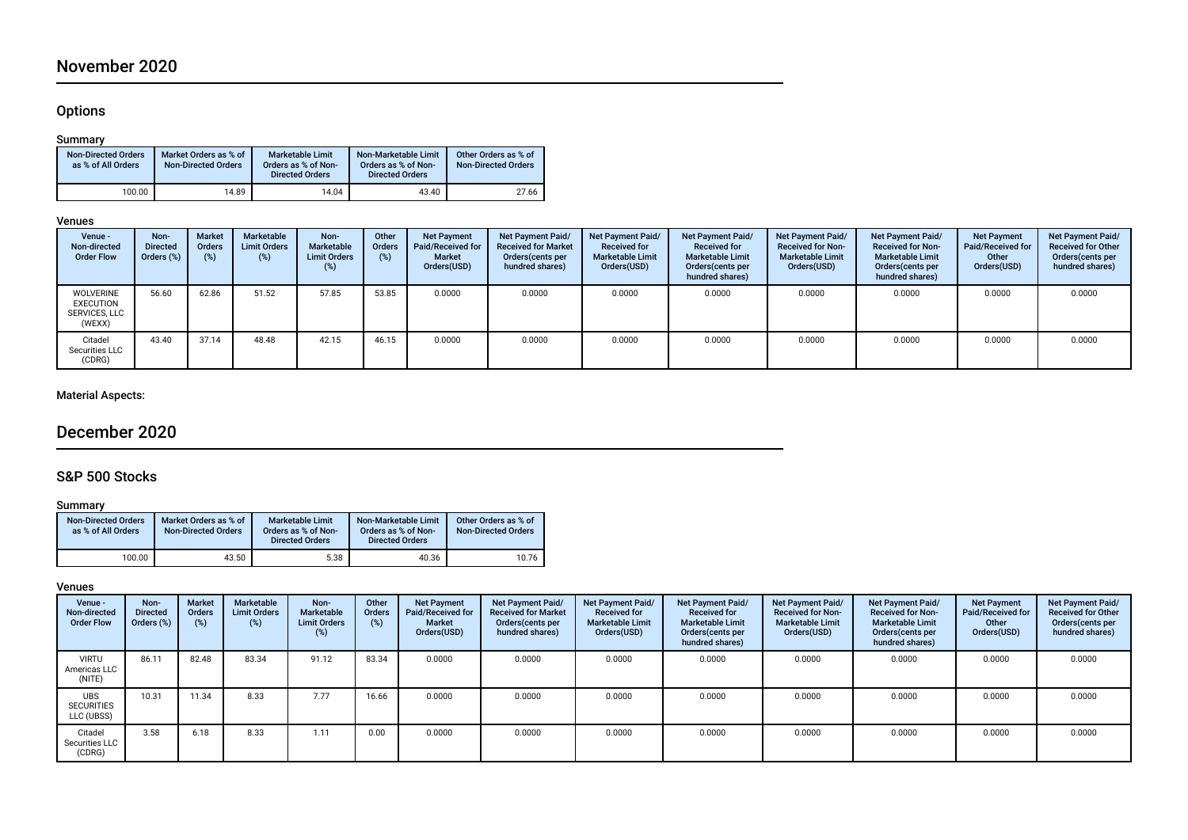# November 2020

## Options

### Summary

| Non-Directed Orders as % of All Orders | Market Orders as % of Non-Directed Orders | Marketable Limit Orders as % of Non-Directed Orders | Non-Marketable Limit Orders as % of Non-Directed Orders | Other Orders as % of Non-Directed Orders |
| --- | --- | --- | --- | --- |
| 100.00 | 14.89 | 14.04 | 43.40 | 27.66 |

### Venues

| Venue - Non-directed Order Flow | Non-Directed Orders (%) | Market Orders (%) | Marketable Limit Orders (%) | Non-Marketable Limit Orders (%) | Other Orders (%) | Net Payment Paid/Received for Market Orders(USD) | Net Payment Paid/ Received for Market Orders(cents per hundred shares) | Net Payment Paid/ Received for Marketable Limit Orders(USD) | Net Payment Paid/ Received for Marketable Limit Orders(cents per hundred shares) | Net Payment Paid/ Received for Non-Marketable Limit Orders(USD) | Net Payment Paid/ Received for Non-Marketable Limit Orders(cents per hundred shares) | Net Payment Paid/Received for Other Orders(USD) | Net Payment Paid/ Received for Other Orders(cents per hundred shares) |
| --- | --- | --- | --- | --- | --- | --- | --- | --- | --- | --- | --- | --- | --- |
| WOLVERINE EXECUTION SERVICES, LLC (WEXX) | 56.60 | 62.86 | 51.52 | 57.85 | 53.85 | 0.0000 | 0.0000 | 0.0000 | 0.0000 | 0.0000 | 0.0000 | 0.0000 | 0.0000 |
| Citadel Securities LLC (CDRG) | 43.40 | 37.14 | 48.48 | 42.15 | 46.15 | 0.0000 | 0.0000 | 0.0000 | 0.0000 | 0.0000 | 0.0000 | 0.0000 | 0.0000 |

### Material Aspects:

# December 2020

## S&P 500 Stocks

### Summary

| Non-Directed Orders as % of All Orders | Market Orders as % of Non-Directed Orders | Marketable Limit Orders as % of Non-Directed Orders | Non-Marketable Limit Orders as % of Non-Directed Orders | Other Orders as % of Non-Directed Orders |
| --- | --- | --- | --- | --- |
| 100.00 | 43.50 | 5.38 | 40.36 | 10.76 |

### Venues

| Venue - Non-directed Order Flow | Non-Directed Orders (%) | Market Orders (%) | Marketable Limit Orders (%) | Non-Marketable Limit Orders (%) | Other Orders (%) | Net Payment Paid/Received for Market Orders(USD) | Net Payment Paid/ Received for Market Orders(cents per hundred shares) | Net Payment Paid/ Received for Marketable Limit Orders(USD) | Net Payment Paid/ Received for Marketable Limit Orders(cents per hundred shares) | Net Payment Paid/ Received for Non-Marketable Limit Orders(USD) | Net Payment Paid/ Received for Non-Marketable Limit Orders(cents per hundred shares) | Net Payment Paid/Received for Other Orders(USD) | Net Payment Paid/ Received for Other Orders(cents per hundred shares) |
| --- | --- | --- | --- | --- | --- | --- | --- | --- | --- | --- | --- | --- | --- |
| VIRTU Americas LLC (NITE) | 86.11 | 82.48 | 83.34 | 91.12 | 83.34 | 0.0000 | 0.0000 | 0.0000 | 0.0000 | 0.0000 | 0.0000 | 0.0000 | 0.0000 |
| UBS SECURITIES LLC (UBSS) | 10.31 | 11.34 | 8.33 | 7.77 | 16.66 | 0.0000 | 0.0000 | 0.0000 | 0.0000 | 0.0000 | 0.0000 | 0.0000 | 0.0000 |
| Citadel Securities LLC (CDRG) | 3.58 | 6.18 | 8.33 | 1.11 | 0.00 | 0.0000 | 0.0000 | 0.0000 | 0.0000 | 0.0000 | 0.0000 | 0.0000 | 0.0000 |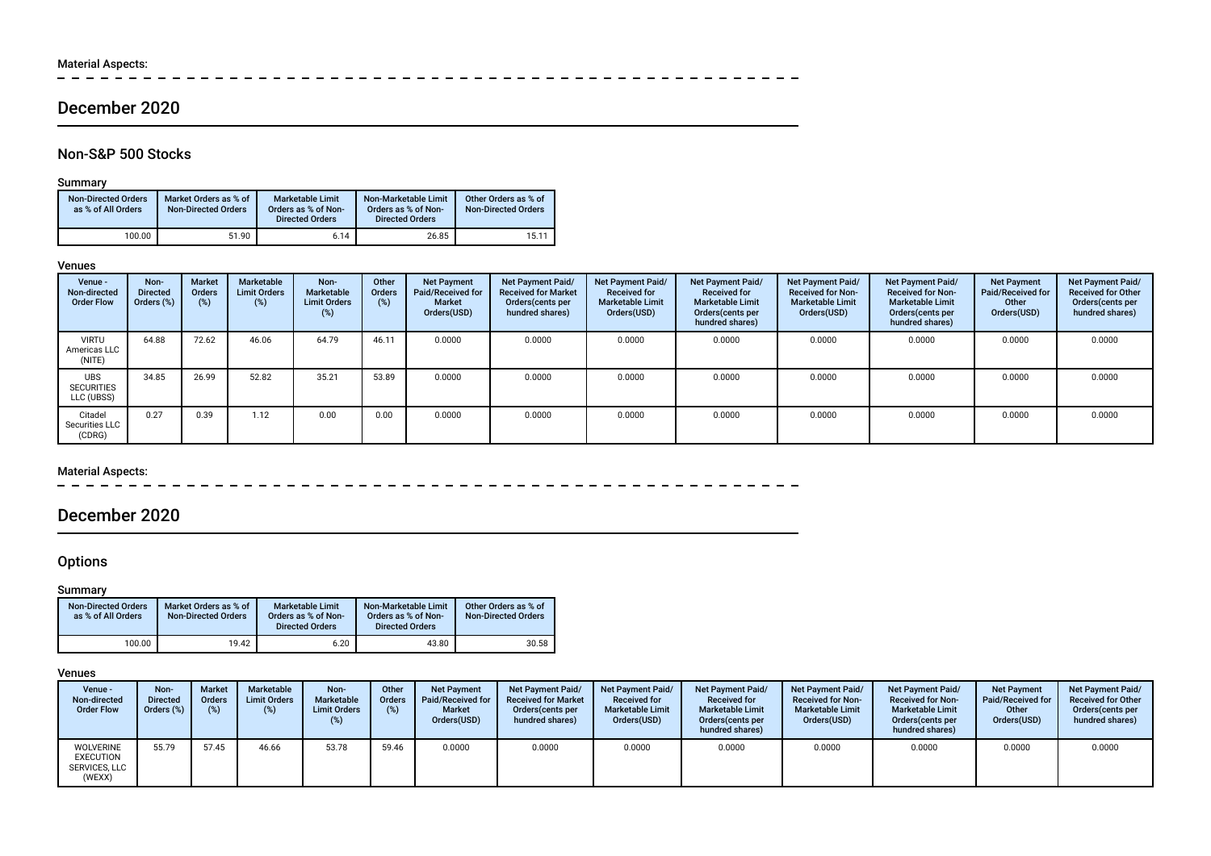Material Aspects:

## December 2020

### Non-S&P 500 Stocks

#### Summary

| Non-Directed Orders as % of All Orders | Market Orders as % of Non-Directed Orders | Marketable Limit Orders as % of Non-Directed Orders | Non-Marketable Limit Orders as % of Non-Directed Orders | Other Orders as % of Non-Directed Orders |
|---|---|---|---|---|
| 100.00 | 51.90 | 6.14 | 26.85 | 15.11 |

#### Venues

| Venue - Non-directed Order Flow | Non-Directed Orders (%) | Market Orders (%) | Marketable Limit Orders (%) | Non-Marketable Limit Orders (%) | Other Orders (%) | Net Payment Paid/Received for Market Orders(USD) | Net Payment Paid/Received for Market Orders(cents per hundred shares) | Net Payment Paid/Received for Marketable Limit Orders(USD) | Net Payment Paid/Received for Marketable Limit Orders(cents per hundred shares) | Net Payment Paid/Received for Non-Marketable Limit Orders(USD) | Net Payment Paid/Received for Non-Marketable Limit Orders(cents per hundred shares) | Net Payment Paid/Received for Other Orders(USD) | Net Payment Paid/Received for Other Orders(cents per hundred shares) |
|---|---|---|---|---|---|---|---|---|---|---|---|---|---|
| VIRTU Americas LLC (NITE) | 64.88 | 72.62 | 46.06 | 64.79 | 46.11 | 0.0000 | 0.0000 | 0.0000 | 0.0000 | 0.0000 | 0.0000 | 0.0000 | 0.0000 |
| UBS SECURITIES LLC (UBSS) | 34.85 | 26.99 | 52.82 | 35.21 | 53.89 | 0.0000 | 0.0000 | 0.0000 | 0.0000 | 0.0000 | 0.0000 | 0.0000 | 0.0000 |
| Citadel Securities LLC (CDRG) | 0.27 | 0.39 | 1.12 | 0.00 | 0.00 | 0.0000 | 0.0000 | 0.0000 | 0.0000 | 0.0000 | 0.0000 | 0.0000 | 0.0000 |

Material Aspects:

## December 2020

### Options

#### Summary

| Non-Directed Orders as % of All Orders | Market Orders as % of Non-Directed Orders | Marketable Limit Orders as % of Non-Directed Orders | Non-Marketable Limit Orders as % of Non-Directed Orders | Other Orders as % of Non-Directed Orders |
|---|---|---|---|---|
| 100.00 | 19.42 | 6.20 | 43.80 | 30.58 |

#### Venues

| Venue - Non-directed Order Flow | Non-Directed Orders (%) | Market Orders (%) | Marketable Limit Orders (%) | Non-Marketable Limit Orders (%) | Other Orders (%) | Net Payment Paid/Received for Market Orders(USD) | Net Payment Paid/Received for Market Orders(cents per hundred shares) | Net Payment Paid/Received for Marketable Limit Orders(USD) | Net Payment Paid/Received for Marketable Limit Orders(cents per hundred shares) | Net Payment Paid/Received for Non-Marketable Limit Orders(USD) | Net Payment Paid/Received for Non-Marketable Limit Orders(cents per hundred shares) | Net Payment Paid/Received for Other Orders(USD) | Net Payment Paid/Received for Other Orders(cents per hundred shares) |
|---|---|---|---|---|---|---|---|---|---|---|---|---|---|
| WOLVERINE EXECUTION SERVICES, LLC (WEXX) | 55.79 | 57.45 | 46.66 | 53.78 | 59.46 | 0.0000 | 0.0000 | 0.0000 | 0.0000 | 0.0000 | 0.0000 | 0.0000 | 0.0000 |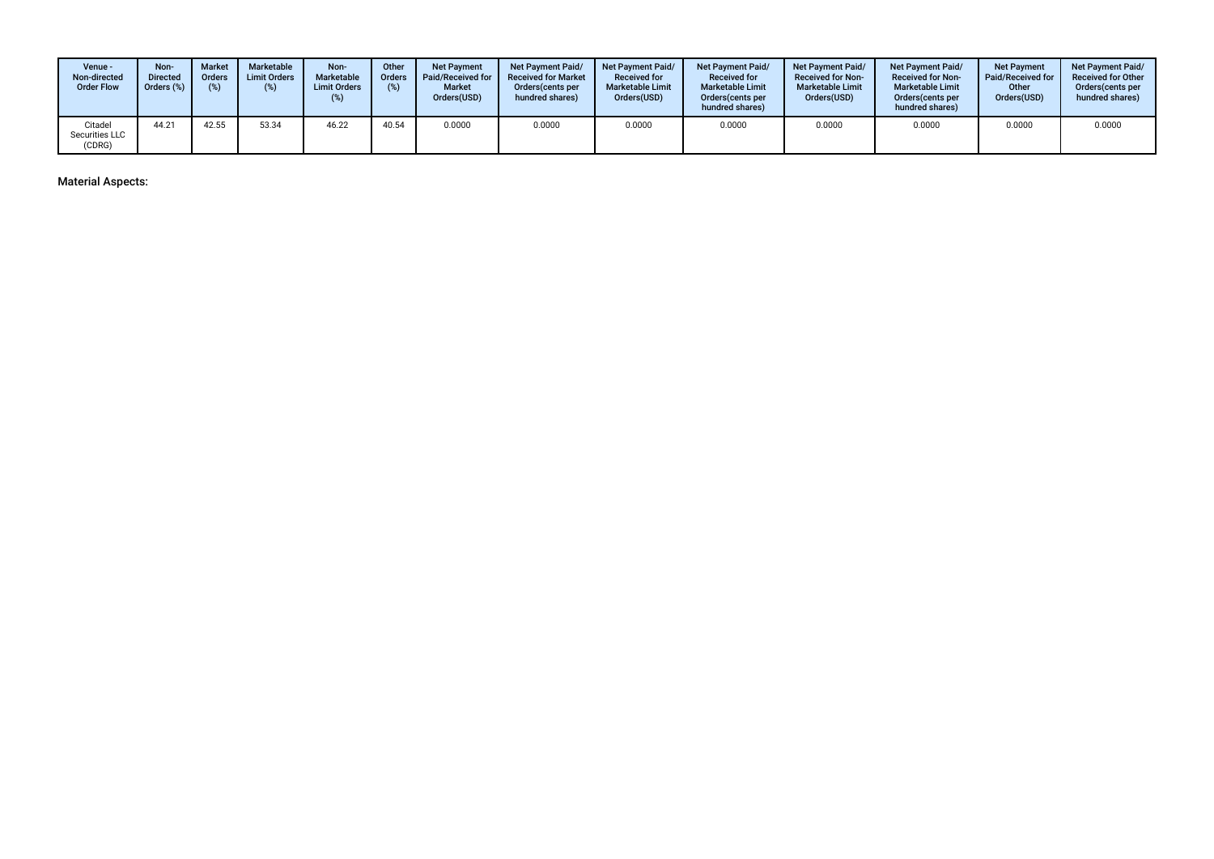| Venue - Non-directed Order Flow | Non-Directed Orders (%) | Market Orders (%) | Marketable Limit Orders (%) | Non-Marketable Limit Orders (%) | Other Orders (%) | Net Payment Paid/Received for Market Orders(USD) | Net Payment Paid/ Received for Market Orders(cents per hundred shares) | Net Payment Paid/ Received for Marketable Limit Orders(USD) | Net Payment Paid/ Received for Marketable Limit Orders(cents per hundred shares) | Net Payment Paid/ Received for Non-Marketable Limit Orders(USD) | Net Payment Paid/ Received for Non-Marketable Limit Orders(cents per hundred shares) | Net Payment Paid/Received for Other Orders(USD) | Net Payment Paid/ Received for Other Orders(cents per hundred shares) |
|---|---|---|---|---|---|---|---|---|---|---|---|---|---|
| Citadel Securities LLC (CDRG) | 44.21 | 42.55 | 53.34 | 46.22 | 40.54 | 0.0000 | 0.0000 | 0.0000 | 0.0000 | 0.0000 | 0.0000 | 0.0000 | 0.0000 |

Material Aspects: